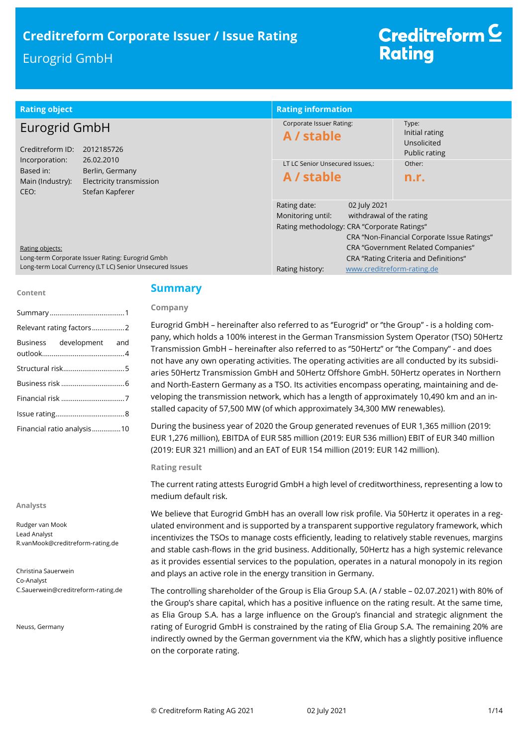# Creditreform Corporate Issuer / Issue Rating

Eurogrid GmbH

Creditreform Rating

| Rating object | Rating information | |
|---|---|---|
| **Eurogrid GmbH** | Corporate Issuer Rating: **A / stable** | Type: Initial rating, Unsolicited, Public rating |
| Creditreform ID: 2012185726 | LT LC Senior Unsecured Issues,: **A / stable** | Other: **n.r.** |
| Incorporation: 26.02.2010 | Rating date: 02 July 2021 | |
| Based in: Berlin, Germany | Monitoring until: withdrawal of the rating | |
| Main (Industry): Electricity transmission | Rating methodology: CRA "Corporate Ratings", CRA "Non-Financial Corporate Issue Ratings", CRA "Government Related Companies", CRA "Rating Criteria and Definitions" | |
| CEO: Stefan Kapferer | Rating history: www.creditreform-rating.de | |

Rating objects:
Long-term Corporate Issuer Rating: Eurogrid Gmbh
Long-term Local Currency (LT LC) Senior Unsecured Issues

**Content**

- Summary ....................................... 1
- Relevant rating factors ................. 2
- Business development and outlook ........................................... 4
- Structural risk ................................ 5
- Business risk ................................. 6
- Financial risk ................................. 7
- Issue rating.................................... 8
- Financial ratio analysis ............... 10

**Analysts**

Rudger van Mook
Lead Analyst
R.vanMook@creditreform-rating.de

Christina Sauerwein
Co-Analyst
C.Sauerwein@creditreform-rating.de

Neuss, Germany

## Summary

### Company

Eurogrid GmbH – hereinafter also referred to as "Eurogrid" or "the Group" - is a holding company, which holds a 100% interest in the German Transmission System Operator (TSO) 50Hertz Transmission GmbH – hereinafter also referred to as "50Hertz" or "the Company" - and does not have any own operating activities. The operating activities are all conducted by its subsidiaries 50Hertz Transmission GmbH and 50Hertz Offshore GmbH. 50Hertz operates in Northern and North-Eastern Germany as a TSO. Its activities encompass operating, maintaining and developing the transmission network, which has a length of approximately 10,490 km and an installed capacity of 57,500 MW (of which approximately 34,300 MW renewables).

During the business year of 2020 the Group generated revenues of EUR 1,365 million (2019: EUR 1,276 million), EBITDA of EUR 585 million (2019: EUR 536 million) EBIT of EUR 340 million (2019: EUR 321 million) and an EAT of EUR 154 million (2019: EUR 142 million).

### Rating result

The current rating attests Eurogrid GmbH a high level of creditworthiness, representing a low to medium default risk.

We believe that Eurogrid GmbH has an overall low risk profile. Via 50Hertz it operates in a regulated environment and is supported by a transparent supportive regulatory framework, which incentivizes the TSOs to manage costs efficiently, leading to relatively stable revenues, margins and stable cash-flows in the grid business. Additionally, 50Hertz has a high systemic relevance as it provides essential services to the population, operates in a natural monopoly in its region and plays an active role in the energy transition in Germany.

The controlling shareholder of the Group is Elia Group S.A. (A / stable – 02.07.2021) with 80% of the Group's share capital, which has a positive influence on the rating result. At the same time, as Elia Group S.A. has a large influence on the Group's financial and strategic alignment the rating of Eurogrid GmbH is constrained by the rating of Elia Group S.A. The remaining 20% are indirectly owned by the German government via the KfW, which has a slightly positive influence on the corporate rating.

© Creditreform Rating AG 2021 02 July 2021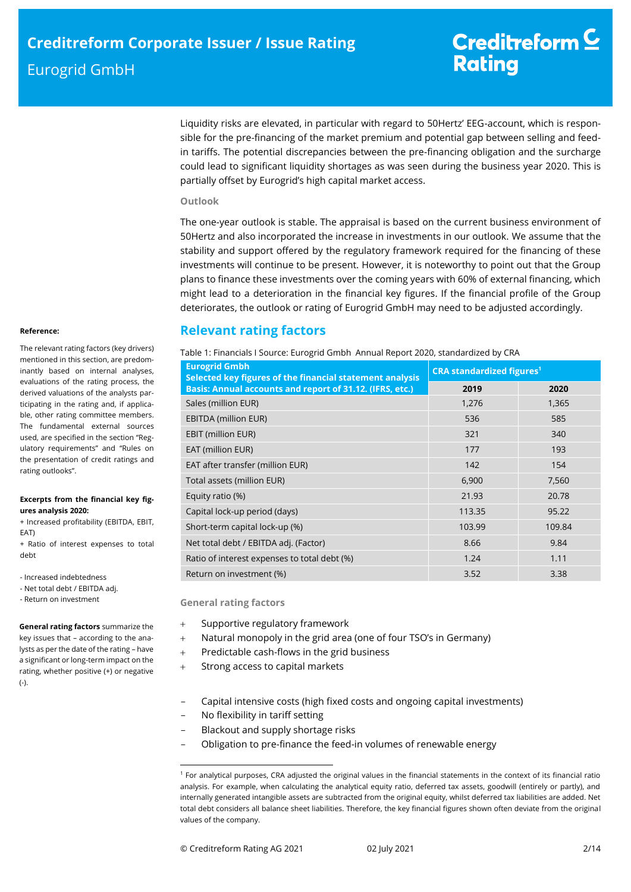Liquidity risks are elevated, in particular with regard to 50Hertz' EEG-account, which is responsible for the pre-financing of the market premium and potential gap between selling and feed-in tariffs. The potential discrepancies between the pre-financing obligation and the surcharge could lead to significant liquidity shortages as was seen during the business year 2020. This is partially offset by Eurogrid's high capital market access.

**Outlook**

The one-year outlook is stable. The appraisal is based on the current business environment of 50Hertz and also incorporated the increase in investments in our outlook. We assume that the stability and support offered by the regulatory framework required for the financing of these investments will continue to be present. However, it is noteworthy to point out that the Group plans to finance these investments over the coming years with 60% of external financing, which might lead to a deterioration in the financial key figures. If the financial profile of the Group deteriorates, the outlook or rating of Eurogrid GmbH may need to be adjusted accordingly.

## Relevant rating factors

Table 1: Financials I Source: Eurogrid Gmbh Annual Report 2020, standardized by CRA

| Eurogrid Gmbh<br>Selected key figures of the financial statement analysis<br>Basis: Annual accounts and report of 31.12. (IFRS, etc.) | CRA standardized figures[1] | |
|---|---|---|
| | **2019** | **2020** |
| Sales (million EUR) | 1,276 | 1,365 |
| EBITDA (million EUR) | 536 | 585 |
| EBIT (million EUR) | 321 | 340 |
| EAT (million EUR) | 177 | 193 |
| EAT after transfer (million EUR) | 142 | 154 |
| Total assets (million EUR) | 6,900 | 7,560 |
| Equity ratio (%) | 21.93 | 20.78 |
| Capital lock-up period (days) | 113.35 | 95.22 |
| Short-term capital lock-up (%) | 103.99 | 109.84 |
| Net total debt / EBITDA adj. (Factor) | 8.66 | 9.84 |
| Ratio of interest expenses to total debt (%) | 1.24 | 1.11 |
| Return on investment (%) | 3.52 | 3.38 |

**Reference:**

The relevant rating factors (key drivers) mentioned in this section, are predominantly based on internal analyses, evaluations of the rating process, the derived valuations of the analysts participating in the rating and, if applicable, other rating committee members. The fundamental external sources used, are specified in the section "Regulatory requirements" and "Rules on the presentation of credit ratings and rating outlooks".

**Excerpts from the financial key figures analysis 2020:**

+ Increased profitability (EBITDA, EBIT, EAT)
+ Ratio of interest expenses to total debt

- Increased indebtedness
- Net total debt / EBITDA adj.
- Return on investment

**General rating factors** summarize the key issues that – according to the analysts as per the date of the rating – have a significant or long-term impact on the rating, whether positive (+) or negative (-).

**General rating factors**

+ Supportive regulatory framework
+ Natural monopoly in the grid area (one of four TSO's in Germany)
+ Predictable cash-flows in the grid business
+ Strong access to capital markets

– Capital intensive costs (high fixed costs and ongoing capital investments)
– No flexibility in tariff setting
– Blackout and supply shortage risks
– Obligation to pre-finance the feed-in volumes of renewable energy

[1] For analytical purposes, CRA adjusted the original values in the financial statements in the context of its financial ratio analysis. For example, when calculating the analytical equity ratio, deferred tax assets, goodwill (entirely or partly), and internally generated intangible assets are subtracted from the original equity, whilst deferred tax liabilities are added. Net total debt considers all balance sheet liabilities. Therefore, the key financial figures shown often deviate from the original values of the company.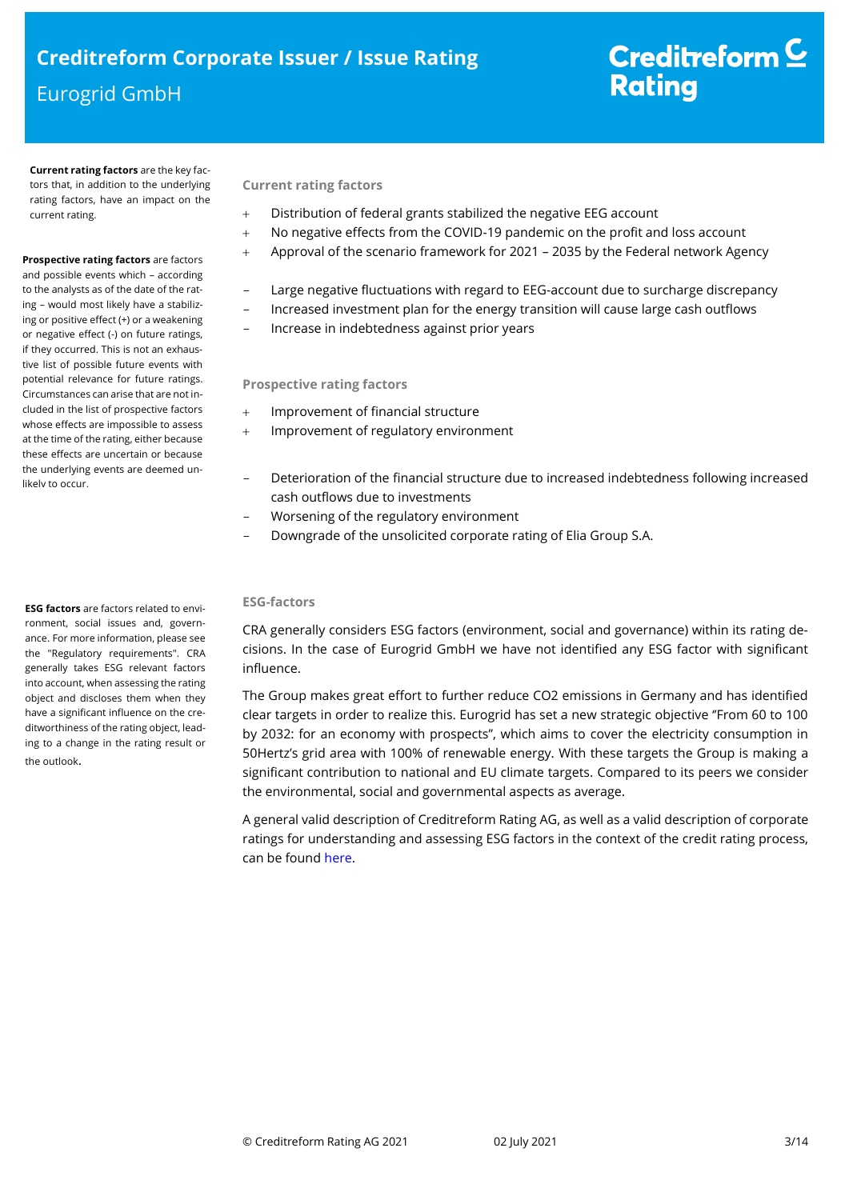**Current rating factors** are the key factors that, in addition to the underlying rating factors, have an impact on the current rating.

**Prospective rating factors** are factors and possible events which – according to the analysts as of the date of the rating – would most likely have a stabilizing or positive effect (+) or a weakening or negative effect (-) on future ratings, if they occurred. This is not an exhaustive list of possible future events with potential relevance for future ratings. Circumstances can arise that are not included in the list of prospective factors whose effects are impossible to assess at the time of the rating, either because these effects are uncertain or because the underlying events are deemed unlikely to occur.

### Current rating factors

+ Distribution of federal grants stabilized the negative EEG account
+ No negative effects from the COVID-19 pandemic on the profit and loss account
+ Approval of the scenario framework for 2021 – 2035 by the Federal network Agency

– Large negative fluctuations with regard to EEG-account due to surcharge discrepancy
– Increased investment plan for the energy transition will cause large cash outflows
– Increase in indebtedness against prior years

### Prospective rating factors

+ Improvement of financial structure
+ Improvement of regulatory environment

– Deterioration of the financial structure due to increased indebtedness following increased cash outflows due to investments
– Worsening of the regulatory environment
– Downgrade of the unsolicited corporate rating of Elia Group S.A.

**ESG factors** are factors related to environment, social issues and, governance. For more information, please see the "Regulatory requirements". CRA generally takes ESG relevant factors into account, when assessing the rating object and discloses them when they have a significant influence on the creditworthiness of the rating object, leading to a change in the rating result or the outlook.

### ESG-factors

CRA generally considers ESG factors (environment, social and governance) within its rating decisions. In the case of Eurogrid GmbH we have not identified any ESG factor with significant influence.

The Group makes great effort to further reduce CO2 emissions in Germany and has identified clear targets in order to realize this. Eurogrid has set a new strategic objective "From 60 to 100 by 2032: for an economy with prospects", which aims to cover the electricity consumption in 50Hertz's grid area with 100% of renewable energy. With these targets the Group is making a significant contribution to national and EU climate targets. Compared to its peers we consider the environmental, social and governmental aspects as average.

A general valid description of Creditreform Rating AG, as well as a valid description of corporate ratings for understanding and assessing ESG factors in the context of the credit rating process, can be found here.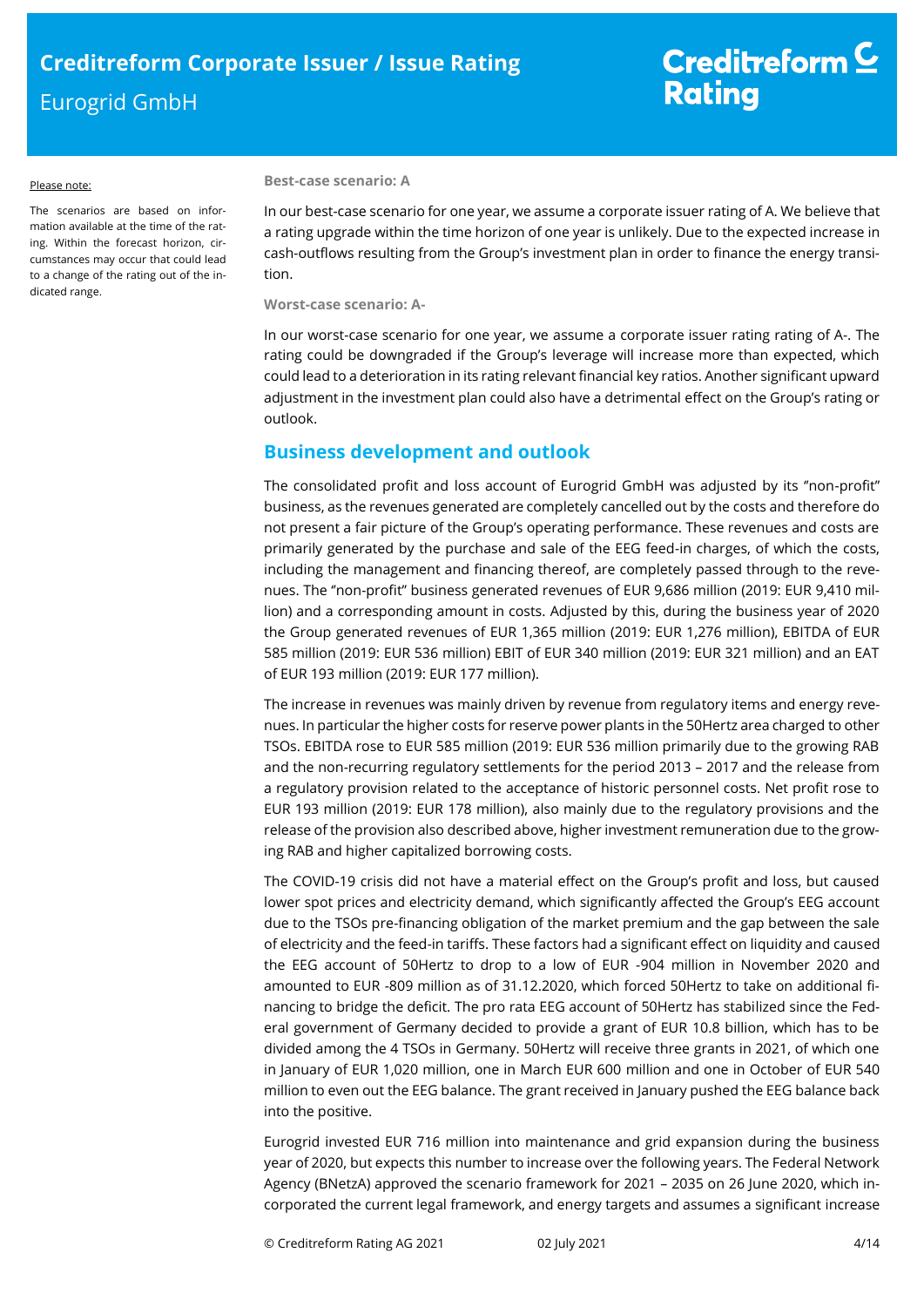Please note:

The scenarios are based on information available at the time of the rating. Within the forecast horizon, circumstances may occur that could lead to a change of the rating out of the indicated range.

**Best-case scenario: A**

In our best-case scenario for one year, we assume a corporate issuer rating of A. We believe that a rating upgrade within the time horizon of one year is unlikely. Due to the expected increase in cash-outflows resulting from the Group's investment plan in order to finance the energy transition.

**Worst-case scenario: A-**

In our worst-case scenario for one year, we assume a corporate issuer rating rating of A-. The rating could be downgraded if the Group's leverage will increase more than expected, which could lead to a deterioration in its rating relevant financial key ratios. Another significant upward adjustment in the investment plan could also have a detrimental effect on the Group's rating or outlook.

## Business development and outlook

The consolidated profit and loss account of Eurogrid GmbH was adjusted by its "non-profit" business, as the revenues generated are completely cancelled out by the costs and therefore do not present a fair picture of the Group's operating performance. These revenues and costs are primarily generated by the purchase and sale of the EEG feed-in charges, of which the costs, including the management and financing thereof, are completely passed through to the revenues. The "non-profit" business generated revenues of EUR 9,686 million (2019: EUR 9,410 million) and a corresponding amount in costs. Adjusted by this, during the business year of 2020 the Group generated revenues of EUR 1,365 million (2019: EUR 1,276 million), EBITDA of EUR 585 million (2019: EUR 536 million) EBIT of EUR 340 million (2019: EUR 321 million) and an EAT of EUR 193 million (2019: EUR 177 million).

The increase in revenues was mainly driven by revenue from regulatory items and energy revenues. In particular the higher costs for reserve power plants in the 50Hertz area charged to other TSOs. EBITDA rose to EUR 585 million (2019: EUR 536 million primarily due to the growing RAB and the non-recurring regulatory settlements for the period 2013 – 2017 and the release from a regulatory provision related to the acceptance of historic personnel costs. Net profit rose to EUR 193 million (2019: EUR 178 million), also mainly due to the regulatory provisions and the release of the provision also described above, higher investment remuneration due to the growing RAB and higher capitalized borrowing costs.

The COVID-19 crisis did not have a material effect on the Group's profit and loss, but caused lower spot prices and electricity demand, which significantly affected the Group's EEG account due to the TSOs pre-financing obligation of the market premium and the gap between the sale of electricity and the feed-in tariffs. These factors had a significant effect on liquidity and caused the EEG account of 50Hertz to drop to a low of EUR -904 million in November 2020 and amounted to EUR -809 million as of 31.12.2020, which forced 50Hertz to take on additional financing to bridge the deficit. The pro rata EEG account of 50Hertz has stabilized since the Federal government of Germany decided to provide a grant of EUR 10.8 billion, which has to be divided among the 4 TSOs in Germany. 50Hertz will receive three grants in 2021, of which one in January of EUR 1,020 million, one in March EUR 600 million and one in October of EUR 540 million to even out the EEG balance. The grant received in January pushed the EEG balance back into the positive.

Eurogrid invested EUR 716 million into maintenance and grid expansion during the business year of 2020, but expects this number to increase over the following years. The Federal Network Agency (BNetzA) approved the scenario framework for 2021 – 2035 on 26 June 2020, which incorporated the current legal framework, and energy targets and assumes a significant increase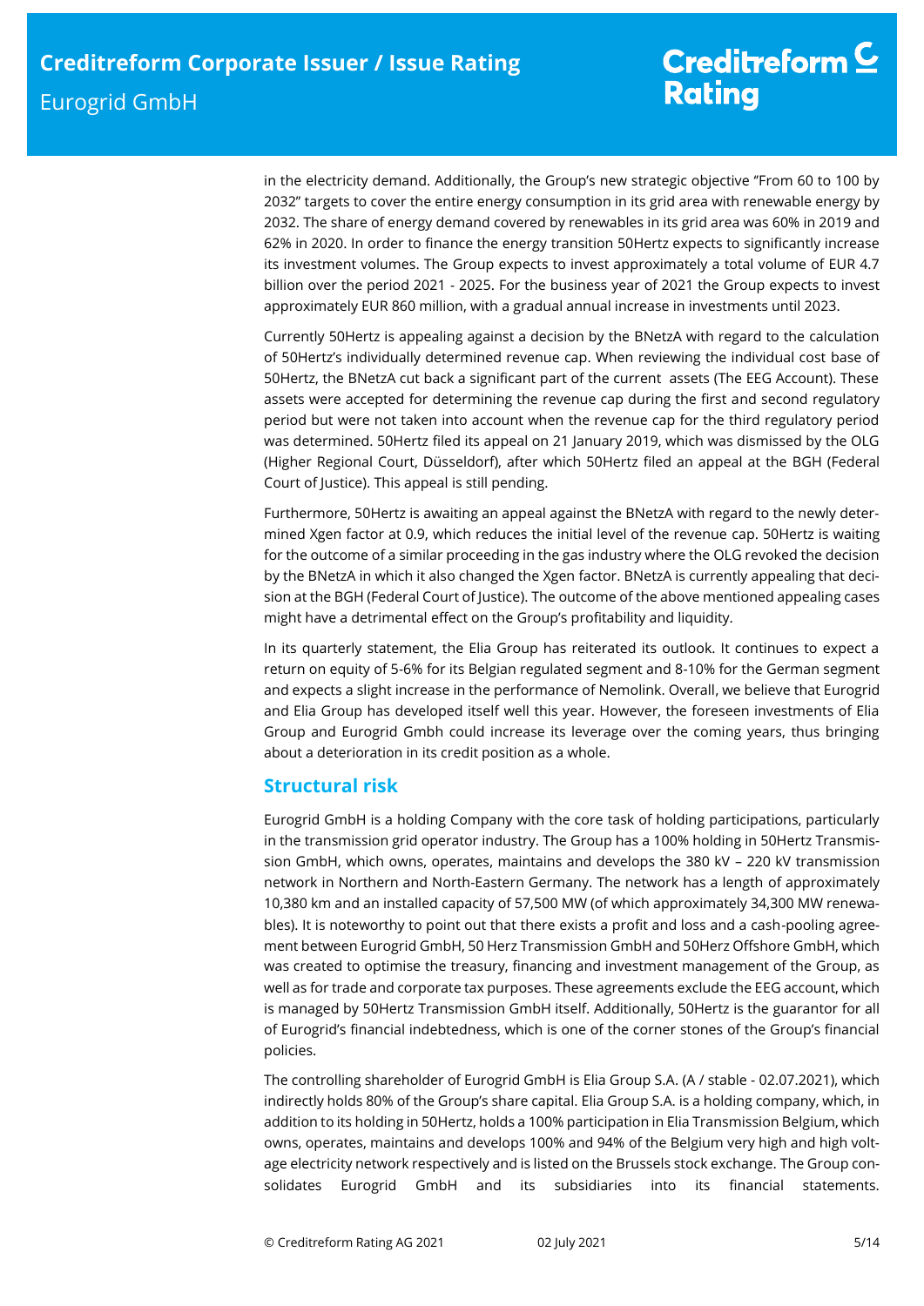in the electricity demand. Additionally, the Group's new strategic objective "From 60 to 100 by 2032" targets to cover the entire energy consumption in its grid area with renewable energy by 2032. The share of energy demand covered by renewables in its grid area was 60% in 2019 and 62% in 2020. In order to finance the energy transition 50Hertz expects to significantly increase its investment volumes. The Group expects to invest approximately a total volume of EUR 4.7 billion over the period 2021 - 2025. For the business year of 2021 the Group expects to invest approximately EUR 860 million, with a gradual annual increase in investments until 2023.

Currently 50Hertz is appealing against a decision by the BNetzA with regard to the calculation of 50Hertz's individually determined revenue cap. When reviewing the individual cost base of 50Hertz, the BNetzA cut back a significant part of the current assets (The EEG Account). These assets were accepted for determining the revenue cap during the first and second regulatory period but were not taken into account when the revenue cap for the third regulatory period was determined. 50Hertz filed its appeal on 21 January 2019, which was dismissed by the OLG (Higher Regional Court, Düsseldorf), after which 50Hertz filed an appeal at the BGH (Federal Court of Justice). This appeal is still pending.

Furthermore, 50Hertz is awaiting an appeal against the BNetzA with regard to the newly determined Xgen factor at 0.9, which reduces the initial level of the revenue cap. 50Hertz is waiting for the outcome of a similar proceeding in the gas industry where the OLG revoked the decision by the BNetzA in which it also changed the Xgen factor. BNetzA is currently appealing that decision at the BGH (Federal Court of Justice). The outcome of the above mentioned appealing cases might have a detrimental effect on the Group's profitability and liquidity.

In its quarterly statement, the Elia Group has reiterated its outlook. It continues to expect a return on equity of 5-6% for its Belgian regulated segment and 8-10% for the German segment and expects a slight increase in the performance of Nemolink. Overall, we believe that Eurogrid and Elia Group has developed itself well this year. However, the foreseen investments of Elia Group and Eurogrid Gmbh could increase its leverage over the coming years, thus bringing about a deterioration in its credit position as a whole.

## Structural risk

Eurogrid GmbH is a holding Company with the core task of holding participations, particularly in the transmission grid operator industry. The Group has a 100% holding in 50Hertz Transmission GmbH, which owns, operates, maintains and develops the 380 kV – 220 kV transmission network in Northern and North-Eastern Germany. The network has a length of approximately 10,380 km and an installed capacity of 57,500 MW (of which approximately 34,300 MW renewables). It is noteworthy to point out that there exists a profit and loss and a cash-pooling agreement between Eurogrid GmbH, 50 Herz Transmission GmbH and 50Herz Offshore GmbH, which was created to optimise the treasury, financing and investment management of the Group, as well as for trade and corporate tax purposes. These agreements exclude the EEG account, which is managed by 50Hertz Transmission GmbH itself. Additionally, 50Hertz is the guarantor for all of Eurogrid's financial indebtedness, which is one of the corner stones of the Group's financial policies.

The controlling shareholder of Eurogrid GmbH is Elia Group S.A. (A / stable - 02.07.2021), which indirectly holds 80% of the Group's share capital. Elia Group S.A. is a holding company, which, in addition to its holding in 50Hertz, holds a 100% participation in Elia Transmission Belgium, which owns, operates, maintains and develops 100% and 94% of the Belgium very high and high voltage electricity network respectively and is listed on the Brussels stock exchange. The Group consolidates Eurogrid GmbH and its subsidiaries into its financial statements.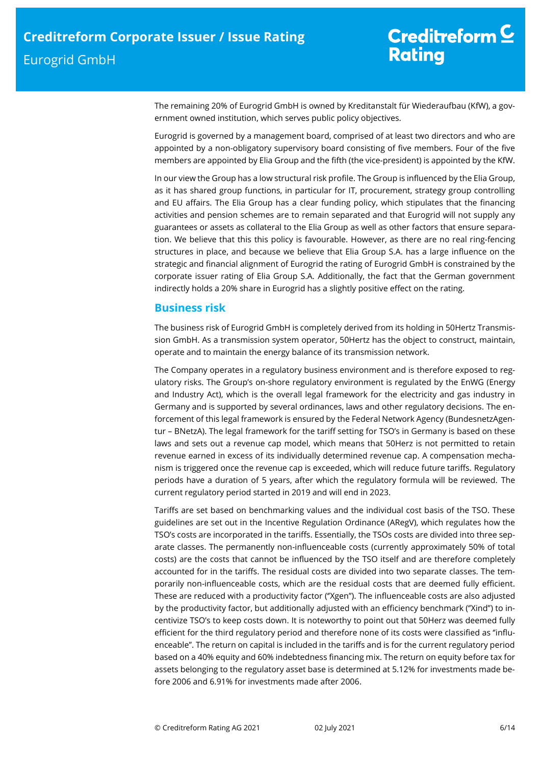The remaining 20% of Eurogrid GmbH is owned by Kreditanstalt für Wiederaufbau (KfW), a government owned institution, which serves public policy objectives.

Eurogrid is governed by a management board, comprised of at least two directors and who are appointed by a non-obligatory supervisory board consisting of five members. Four of the five members are appointed by Elia Group and the fifth (the vice-president) is appointed by the KfW.

In our view the Group has a low structural risk profile. The Group is influenced by the Elia Group, as it has shared group functions, in particular for IT, procurement, strategy group controlling and EU affairs. The Elia Group has a clear funding policy, which stipulates that the financing activities and pension schemes are to remain separated and that Eurogrid will not supply any guarantees or assets as collateral to the Elia Group as well as other factors that ensure separation. We believe that this this policy is favourable. However, as there are no real ring-fencing structures in place, and because we believe that Elia Group S.A. has a large influence on the strategic and financial alignment of Eurogrid the rating of Eurogrid GmbH is constrained by the corporate issuer rating of Elia Group S.A. Additionally, the fact that the German government indirectly holds a 20% share in Eurogrid has a slightly positive effect on the rating.

## Business risk

The business risk of Eurogrid GmbH is completely derived from its holding in 50Hertz Transmission GmbH. As a transmission system operator, 50Hertz has the object to construct, maintain, operate and to maintain the energy balance of its transmission network.

The Company operates in a regulatory business environment and is therefore exposed to regulatory risks. The Group's on-shore regulatory environment is regulated by the EnWG (Energy and Industry Act), which is the overall legal framework for the electricity and gas industry in Germany and is supported by several ordinances, laws and other regulatory decisions. The enforcement of this legal framework is ensured by the Federal Network Agency (BundesnetzAgentur – BNetzA). The legal framework for the tariff setting for TSO's in Germany is based on these laws and sets out a revenue cap model, which means that 50Herz is not permitted to retain revenue earned in excess of its individually determined revenue cap. A compensation mechanism is triggered once the revenue cap is exceeded, which will reduce future tariffs. Regulatory periods have a duration of 5 years, after which the regulatory formula will be reviewed. The current regulatory period started in 2019 and will end in 2023.

Tariffs are set based on benchmarking values and the individual cost basis of the TSO. These guidelines are set out in the Incentive Regulation Ordinance (ARegV), which regulates how the TSO's costs are incorporated in the tariffs. Essentially, the TSOs costs are divided into three separate classes. The permanently non-influenceable costs (currently approximately 50% of total costs) are the costs that cannot be influenced by the TSO itself and are therefore completely accounted for in the tariffs. The residual costs are divided into two separate classes. The temporarily non-influenceable costs, which are the residual costs that are deemed fully efficient. These are reduced with a productivity factor ("Xgen"). The influenceable costs are also adjusted by the productivity factor, but additionally adjusted with an efficiency benchmark ("Xind") to incentivize TSO's to keep costs down. It is noteworthy to point out that 50Herz was deemed fully efficient for the third regulatory period and therefore none of its costs were classified as "influenceable". The return on capital is included in the tariffs and is for the current regulatory period based on a 40% equity and 60% indebtedness financing mix. The return on equity before tax for assets belonging to the regulatory asset base is determined at 5.12% for investments made before 2006 and 6.91% for investments made after 2006.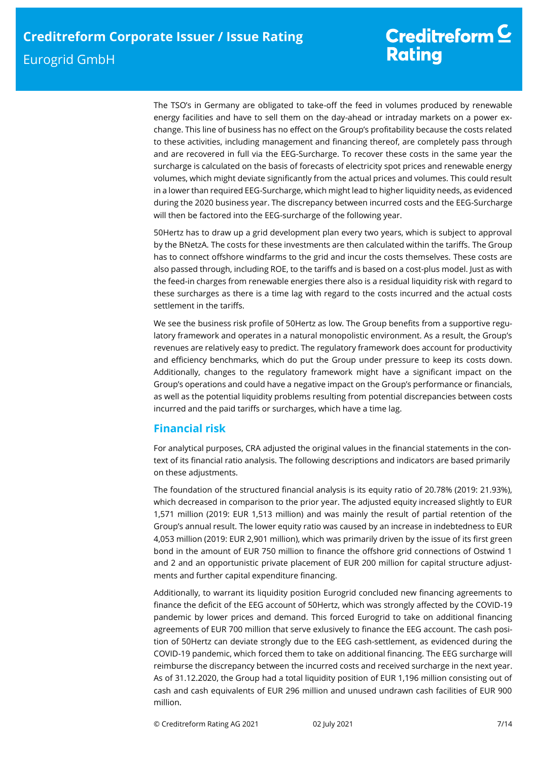The TSO's in Germany are obligated to take-off the feed in volumes produced by renewable energy facilities and have to sell them on the day-ahead or intraday markets on a power exchange. This line of business has no effect on the Group's profitability because the costs related to these activities, including management and financing thereof, are completely pass through and are recovered in full via the EEG-Surcharge. To recover these costs in the same year the surcharge is calculated on the basis of forecasts of electricity spot prices and renewable energy volumes, which might deviate significantly from the actual prices and volumes. This could result in a lower than required EEG-Surcharge, which might lead to higher liquidity needs, as evidenced during the 2020 business year. The discrepancy between incurred costs and the EEG-Surcharge will then be factored into the EEG-surcharge of the following year.

50Hertz has to draw up a grid development plan every two years, which is subject to approval by the BNetzA. The costs for these investments are then calculated within the tariffs. The Group has to connect offshore windfarms to the grid and incur the costs themselves. These costs are also passed through, including ROE, to the tariffs and is based on a cost-plus model. Just as with the feed-in charges from renewable energies there also is a residual liquidity risk with regard to these surcharges as there is a time lag with regard to the costs incurred and the actual costs settlement in the tariffs.

We see the business risk profile of 50Hertz as low. The Group benefits from a supportive regulatory framework and operates in a natural monopolistic environment. As a result, the Group's revenues are relatively easy to predict. The regulatory framework does account for productivity and efficiency benchmarks, which do put the Group under pressure to keep its costs down. Additionally, changes to the regulatory framework might have a significant impact on the Group's operations and could have a negative impact on the Group's performance or financials, as well as the potential liquidity problems resulting from potential discrepancies between costs incurred and the paid tariffs or surcharges, which have a time lag.

## Financial risk

For analytical purposes, CRA adjusted the original values in the financial statements in the context of its financial ratio analysis. The following descriptions and indicators are based primarily on these adjustments.

The foundation of the structured financial analysis is its equity ratio of 20.78% (2019: 21.93%), which decreased in comparison to the prior year. The adjusted equity increased slightly to EUR 1,571 million (2019: EUR 1,513 million) and was mainly the result of partial retention of the Group's annual result. The lower equity ratio was caused by an increase in indebtedness to EUR 4,053 million (2019: EUR 2,901 million), which was primarily driven by the issue of its first green bond in the amount of EUR 750 million to finance the offshore grid connections of Ostwind 1 and 2 and an opportunistic private placement of EUR 200 million for capital structure adjustments and further capital expenditure financing.

Additionally, to warrant its liquidity position Eurogrid concluded new financing agreements to finance the deficit of the EEG account of 50Hertz, which was strongly affected by the COVID-19 pandemic by lower prices and demand. This forced Eurogrid to take on additional financing agreements of EUR 700 million that serve exlusively to finance the EEG account. The cash position of 50Hertz can deviate strongly due to the EEG cash-settlement, as evidenced during the COVID-19 pandemic, which forced them to take on additional financing. The EEG surcharge will reimburse the discrepancy between the incurred costs and received surcharge in the next year. As of 31.12.2020, the Group had a total liquidity position of EUR 1,196 million consisting out of cash and cash equivalents of EUR 296 million and unused undrawn cash facilities of EUR 900 million.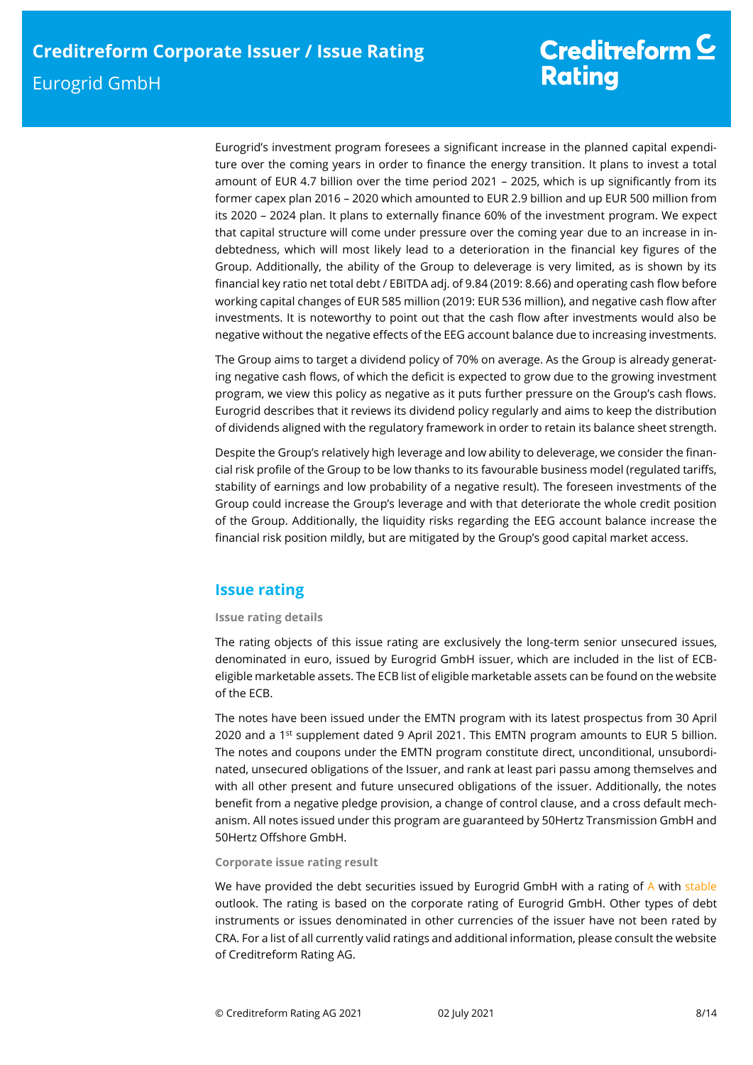Eurogrid's investment program foresees a significant increase in the planned capital expenditure over the coming years in order to finance the energy transition. It plans to invest a total amount of EUR 4.7 billion over the time period 2021 – 2025, which is up significantly from its former capex plan 2016 – 2020 which amounted to EUR 2.9 billion and up EUR 500 million from its 2020 – 2024 plan. It plans to externally finance 60% of the investment program. We expect that capital structure will come under pressure over the coming year due to an increase in indebtedness, which will most likely lead to a deterioration in the financial key figures of the Group. Additionally, the ability of the Group to deleverage is very limited, as is shown by its financial key ratio net total debt / EBITDA adj. of 9.84 (2019: 8.66) and operating cash flow before working capital changes of EUR 585 million (2019: EUR 536 million), and negative cash flow after investments. It is noteworthy to point out that the cash flow after investments would also be negative without the negative effects of the EEG account balance due to increasing investments.

The Group aims to target a dividend policy of 70% on average. As the Group is already generating negative cash flows, of which the deficit is expected to grow due to the growing investment program, we view this policy as negative as it puts further pressure on the Group's cash flows. Eurogrid describes that it reviews its dividend policy regularly and aims to keep the distribution of dividends aligned with the regulatory framework in order to retain its balance sheet strength.

Despite the Group's relatively high leverage and low ability to deleverage, we consider the financial risk profile of the Group to be low thanks to its favourable business model (regulated tariffs, stability of earnings and low probability of a negative result). The foreseen investments of the Group could increase the Group's leverage and with that deteriorate the whole credit position of the Group. Additionally, the liquidity risks regarding the EEG account balance increase the financial risk position mildly, but are mitigated by the Group's good capital market access.

## Issue rating

### Issue rating details

The rating objects of this issue rating are exclusively the long-term senior unsecured issues, denominated in euro, issued by Eurogrid GmbH issuer, which are included in the list of ECB-eligible marketable assets. The ECB list of eligible marketable assets can be found on the website of the ECB.

The notes have been issued under the EMTN program with its latest prospectus from 30 April 2020 and a 1st supplement dated 9 April 2021. This EMTN program amounts to EUR 5 billion. The notes and coupons under the EMTN program constitute direct, unconditional, unsubordinated, unsecured obligations of the Issuer, and rank at least pari passu among themselves and with all other present and future unsecured obligations of the issuer. Additionally, the notes benefit from a negative pledge provision, a change of control clause, and a cross default mechanism. All notes issued under this program are guaranteed by 50Hertz Transmission GmbH and 50Hertz Offshore GmbH.

### Corporate issue rating result

We have provided the debt securities issued by Eurogrid GmbH with a rating of A with stable outlook. The rating is based on the corporate rating of Eurogrid GmbH. Other types of debt instruments or issues denominated in other currencies of the issuer have not been rated by CRA. For a list of all currently valid ratings and additional information, please consult the website of Creditreform Rating AG.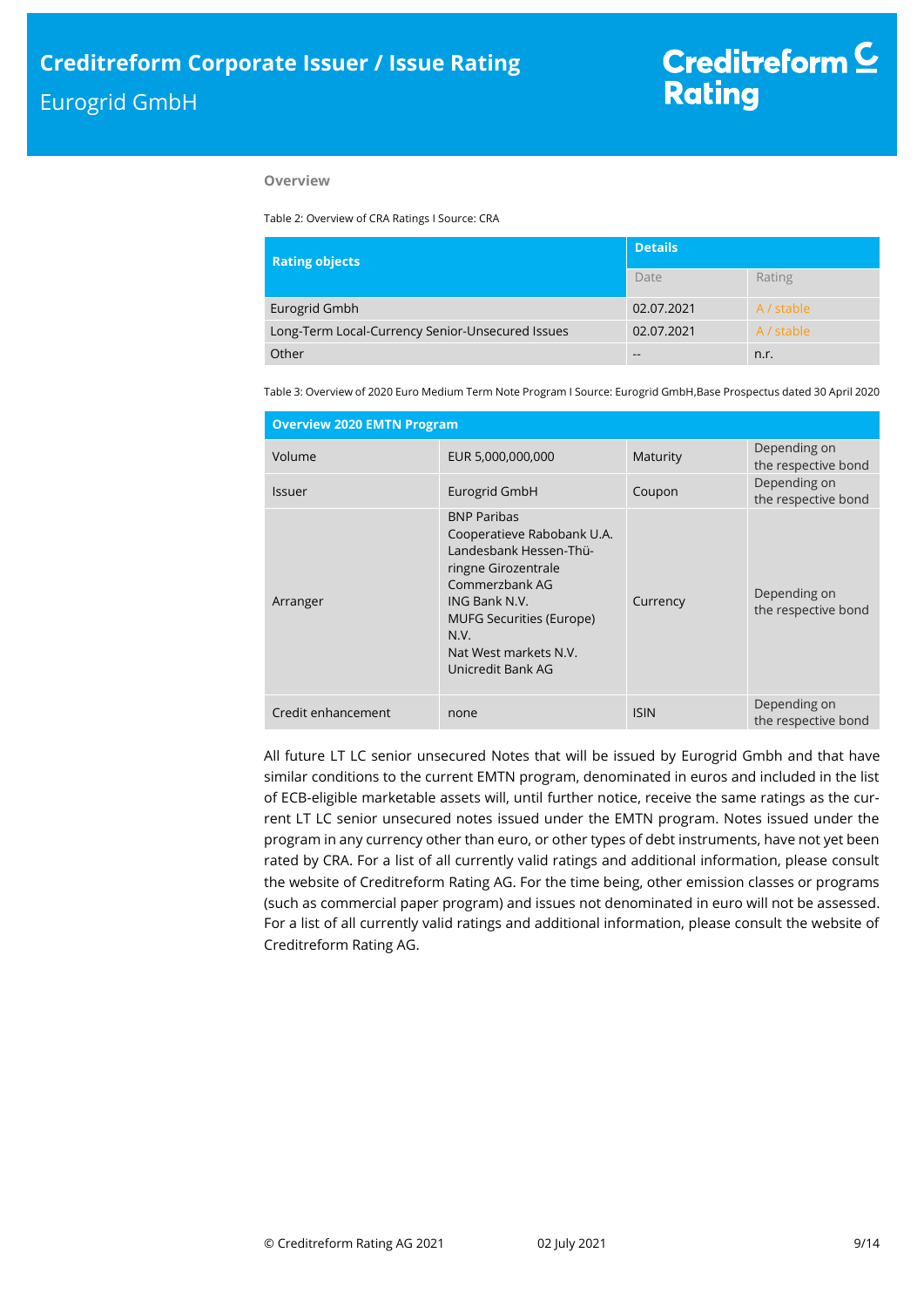**Overview**

Table 2: Overview of CRA Ratings I Source: CRA

| Rating objects | Details | |
|---|---|---|
| | Date | Rating |
| Eurogrid Gmbh | 02.07.2021 | A / stable |
| Long-Term Local-Currency Senior-Unsecured Issues | 02.07.2021 | A / stable |
| Other | -- | n.r. |

Table 3: Overview of 2020 Euro Medium Term Note Program I Source: Eurogrid GmbH,Base Prospectus dated 30 April 2020

| Overview 2020 EMTN Program | | | |
|---|---|---|---|
| Volume | EUR 5,000,000,000 | Maturity | Depending on the respective bond |
| Issuer | Eurogrid GmbH | Coupon | Depending on the respective bond |
| Arranger | BNP Paribas<br>Cooperatieve Rabobank U.A.<br>Landesbank Hessen-Thüringne Girozentrale<br>Commerzbank AG<br>ING Bank N.V.<br>MUFG Securities (Europe) N.V.<br>Nat West markets N.V.<br>Unicredit Bank AG | Currency | Depending on the respective bond |
| Credit enhancement | none | ISIN | Depending on the respective bond |

All future LT LC senior unsecured Notes that will be issued by Eurogrid Gmbh and that have similar conditions to the current EMTN program, denominated in euros and included in the list of ECB-eligible marketable assets will, until further notice, receive the same ratings as the current LT LC senior unsecured notes issued under the EMTN program. Notes issued under the program in any currency other than euro, or other types of debt instruments, have not yet been rated by CRA. For a list of all currently valid ratings and additional information, please consult the website of Creditreform Rating AG. For the time being, other emission classes or programs (such as commercial paper program) and issues not denominated in euro will not be assessed. For a list of all currently valid ratings and additional information, please consult the website of Creditreform Rating AG.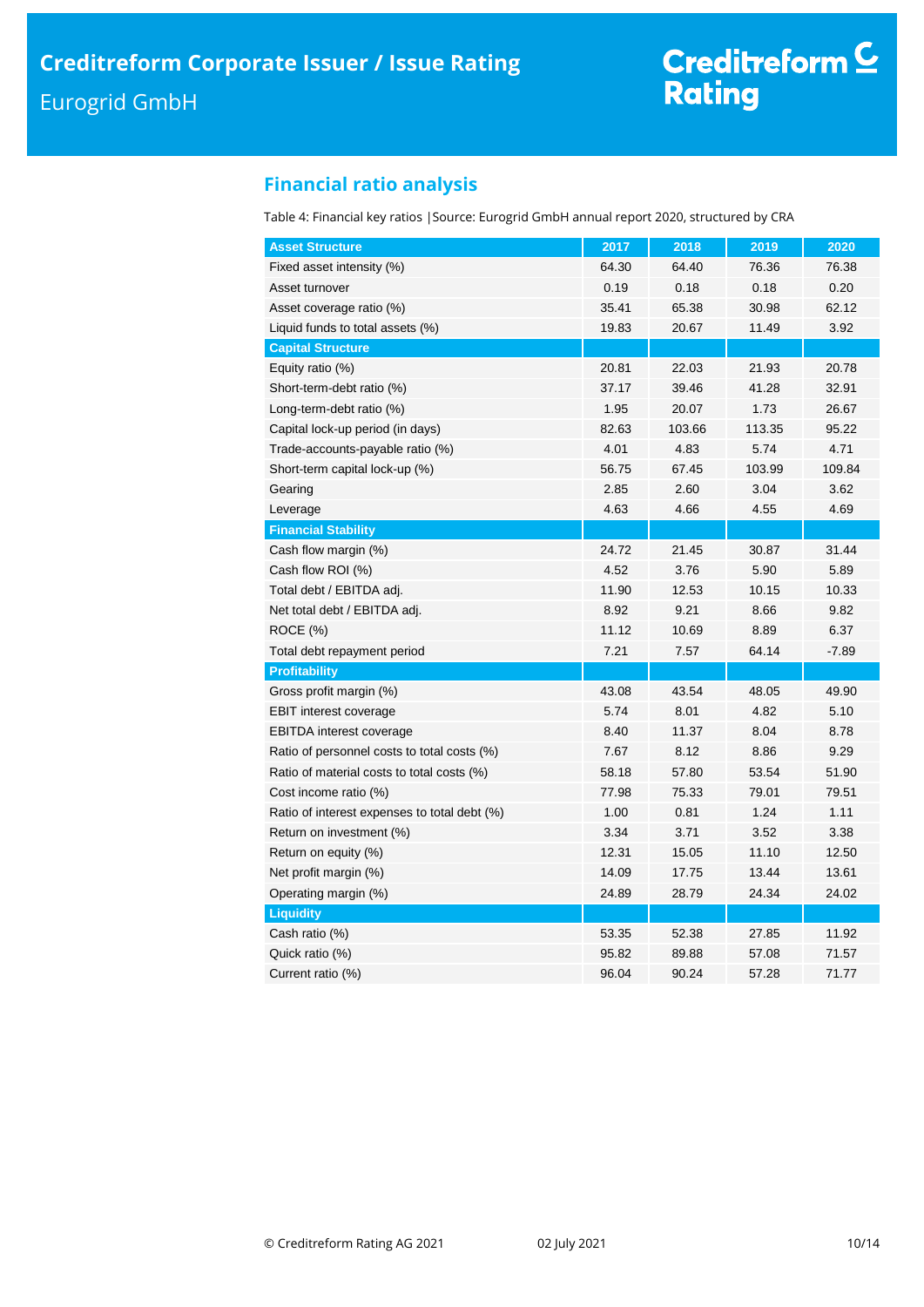## Financial ratio analysis

Table 4: Financial key ratios | Source: Eurogrid GmbH annual report 2020, structured by CRA

| Asset Structure | 2017 | 2018 | 2019 | 2020 |
|---|---|---|---|---|
| Fixed asset intensity (%) | 64.30 | 64.40 | 76.36 | 76.38 |
| Asset turnover | 0.19 | 0.18 | 0.18 | 0.20 |
| Asset coverage ratio (%) | 35.41 | 65.38 | 30.98 | 62.12 |
| Liquid funds to total assets (%) | 19.83 | 20.67 | 11.49 | 3.92 |
| **Capital Structure** | | | | |
| Equity ratio (%) | 20.81 | 22.03 | 21.93 | 20.78 |
| Short-term-debt ratio (%) | 37.17 | 39.46 | 41.28 | 32.91 |
| Long-term-debt ratio (%) | 1.95 | 20.07 | 1.73 | 26.67 |
| Capital lock-up period (in days) | 82.63 | 103.66 | 113.35 | 95.22 |
| Trade-accounts-payable ratio (%) | 4.01 | 4.83 | 5.74 | 4.71 |
| Short-term capital lock-up (%) | 56.75 | 67.45 | 103.99 | 109.84 |
| Gearing | 2.85 | 2.60 | 3.04 | 3.62 |
| Leverage | 4.63 | 4.66 | 4.55 | 4.69 |
| **Financial Stability** | | | | |
| Cash flow margin (%) | 24.72 | 21.45 | 30.87 | 31.44 |
| Cash flow ROI (%) | 4.52 | 3.76 | 5.90 | 5.89 |
| Total debt / EBITDA adj. | 11.90 | 12.53 | 10.15 | 10.33 |
| Net total debt / EBITDA adj. | 8.92 | 9.21 | 8.66 | 9.82 |
| ROCE (%) | 11.12 | 10.69 | 8.89 | 6.37 |
| Total debt repayment period | 7.21 | 7.57 | 64.14 | -7.89 |
| **Profitability** | | | | |
| Gross profit margin (%) | 43.08 | 43.54 | 48.05 | 49.90 |
| EBIT interest coverage | 5.74 | 8.01 | 4.82 | 5.10 |
| EBITDA interest coverage | 8.40 | 11.37 | 8.04 | 8.78 |
| Ratio of personnel costs to total costs (%) | 7.67 | 8.12 | 8.86 | 9.29 |
| Ratio of material costs to total costs (%) | 58.18 | 57.80 | 53.54 | 51.90 |
| Cost income ratio (%) | 77.98 | 75.33 | 79.01 | 79.51 |
| Ratio of interest expenses to total debt (%) | 1.00 | 0.81 | 1.24 | 1.11 |
| Return on investment (%) | 3.34 | 3.71 | 3.52 | 3.38 |
| Return on equity (%) | 12.31 | 15.05 | 11.10 | 12.50 |
| Net profit margin (%) | 14.09 | 17.75 | 13.44 | 13.61 |
| Operating margin (%) | 24.89 | 28.79 | 24.34 | 24.02 |
| **Liquidity** | | | | |
| Cash ratio (%) | 53.35 | 52.38 | 27.85 | 11.92 |
| Quick ratio (%) | 95.82 | 89.88 | 57.08 | 71.57 |
| Current ratio (%) | 96.04 | 90.24 | 57.28 | 71.77 |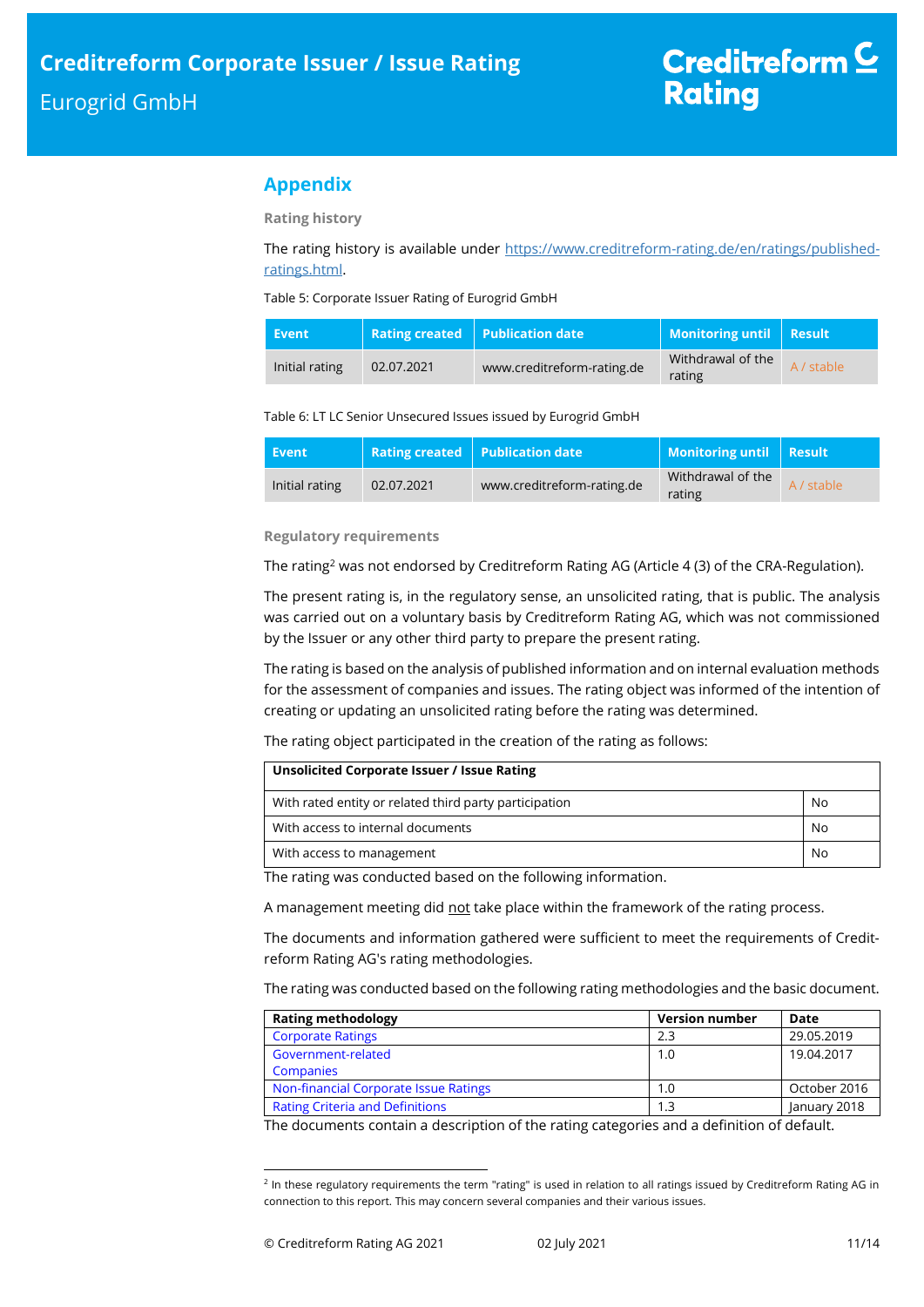## Appendix

### Rating history

The rating history is available under https://www.creditreform-rating.de/en/ratings/published-ratings.html.

Table 5: Corporate Issuer Rating of Eurogrid GmbH

| Event | Rating created | Publication date | Monitoring until | Result |
|---|---|---|---|---|
| Initial rating | 02.07.2021 | www.creditreform-rating.de | Withdrawal of the rating | A / stable |

Table 6: LT LC Senior Unsecured Issues issued by Eurogrid GmbH

| Event | Rating created | Publication date | Monitoring until | Result |
|---|---|---|---|---|
| Initial rating | 02.07.2021 | www.creditreform-rating.de | Withdrawal of the rating | A / stable |

### Regulatory requirements

The rating[2] was not endorsed by Creditreform Rating AG (Article 4 (3) of the CRA-Regulation).

The present rating is, in the regulatory sense, an unsolicited rating, that is public. The analysis was carried out on a voluntary basis by Creditreform Rating AG, which was not commissioned by the Issuer or any other third party to prepare the present rating.

The rating is based on the analysis of published information and on internal evaluation methods for the assessment of companies and issues. The rating object was informed of the intention of creating or updating an unsolicited rating before the rating was determined.

The rating object participated in the creation of the rating as follows:

| Unsolicited Corporate Issuer / Issue Rating | |
|---|---|
| With rated entity or related third party participation | No |
| With access to internal documents | No |
| With access to management | No |

The rating was conducted based on the following information.

A management meeting did not take place within the framework of the rating process.

The documents and information gathered were sufficient to meet the requirements of Creditreform Rating AG's rating methodologies.

The rating was conducted based on the following rating methodologies and the basic document.

| Rating methodology | Version number | Date |
|---|---|---|
| Corporate Ratings | 2.3 | 29.05.2019 |
| Government-related Companies | 1.0 | 19.04.2017 |
| Non-financial Corporate Issue Ratings | 1.0 | October 2016 |
| Rating Criteria and Definitions | 1.3 | January 2018 |

The documents contain a description of the rating categories and a definition of default.

[2] In these regulatory requirements the term "rating" is used in relation to all ratings issued by Creditreform Rating AG in connection to this report. This may concern several companies and their various issues.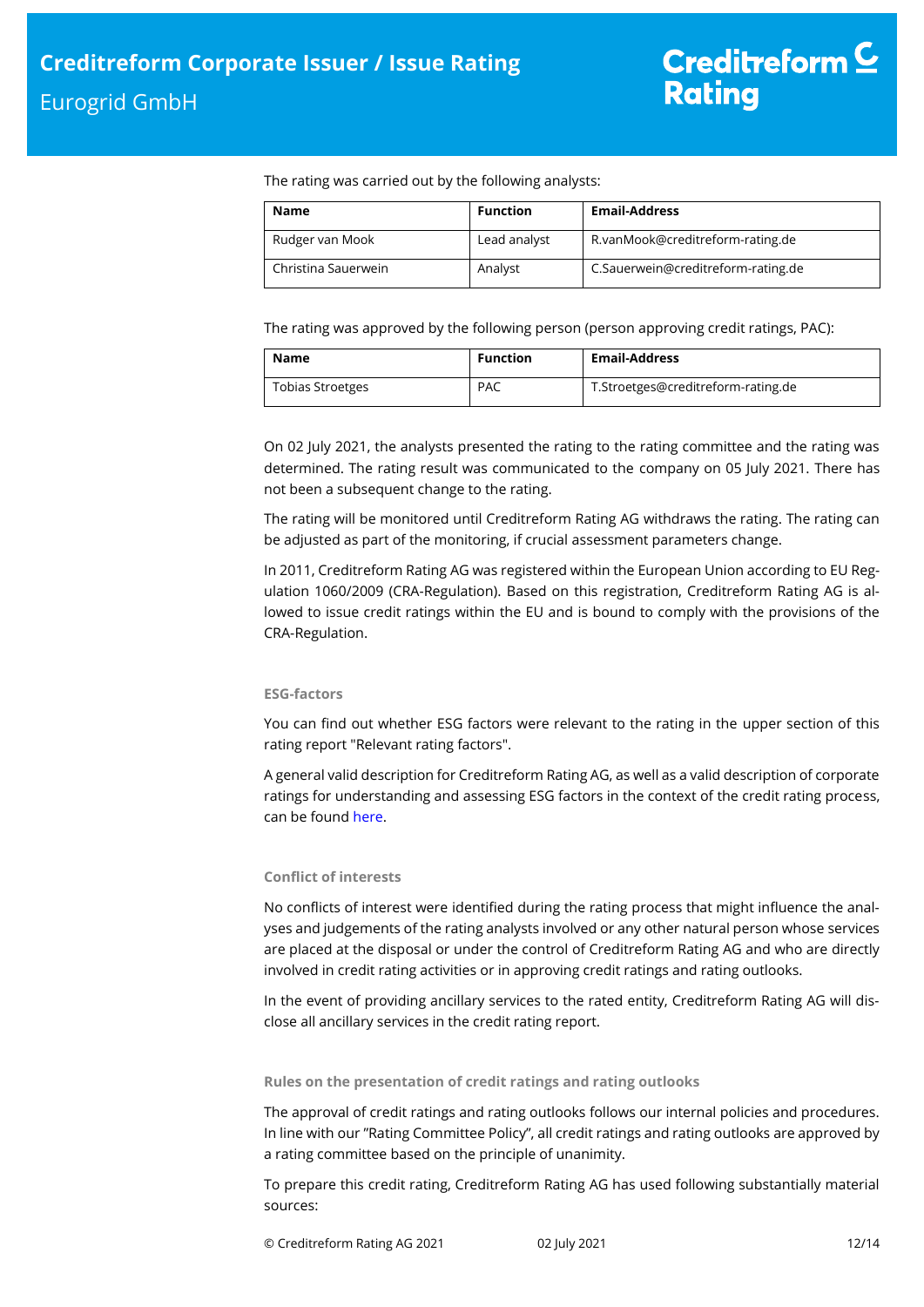The rating was carried out by the following analysts:

| Name | Function | Email-Address |
|---|---|---|
| Rudger van Mook | Lead analyst | R.vanMook@creditreform-rating.de |
| Christina Sauerwein | Analyst | C.Sauerwein@creditreform-rating.de |

The rating was approved by the following person (person approving credit ratings, PAC):

| Name | Function | Email-Address |
|---|---|---|
| Tobias Stroetges | PAC | T.Stroetges@creditreform-rating.de |

On 02 July 2021, the analysts presented the rating to the rating committee and the rating was determined. The rating result was communicated to the company on 05 July 2021. There has not been a subsequent change to the rating.

The rating will be monitored until Creditreform Rating AG withdraws the rating. The rating can be adjusted as part of the monitoring, if crucial assessment parameters change.

In 2011, Creditreform Rating AG was registered within the European Union according to EU Regulation 1060/2009 (CRA-Regulation). Based on this registration, Creditreform Rating AG is allowed to issue credit ratings within the EU and is bound to comply with the provisions of the CRA-Regulation.

### ESG-factors

You can find out whether ESG factors were relevant to the rating in the upper section of this rating report "Relevant rating factors".

A general valid description for Creditreform Rating AG, as well as a valid description of corporate ratings for understanding and assessing ESG factors in the context of the credit rating process, can be found here.

### Conflict of interests

No conflicts of interest were identified during the rating process that might influence the analyses and judgements of the rating analysts involved or any other natural person whose services are placed at the disposal or under the control of Creditreform Rating AG and who are directly involved in credit rating activities or in approving credit ratings and rating outlooks.

In the event of providing ancillary services to the rated entity, Creditreform Rating AG will disclose all ancillary services in the credit rating report.

### Rules on the presentation of credit ratings and rating outlooks

The approval of credit ratings and rating outlooks follows our internal policies and procedures. In line with our "Rating Committee Policy", all credit ratings and rating outlooks are approved by a rating committee based on the principle of unanimity.

To prepare this credit rating, Creditreform Rating AG has used following substantially material sources: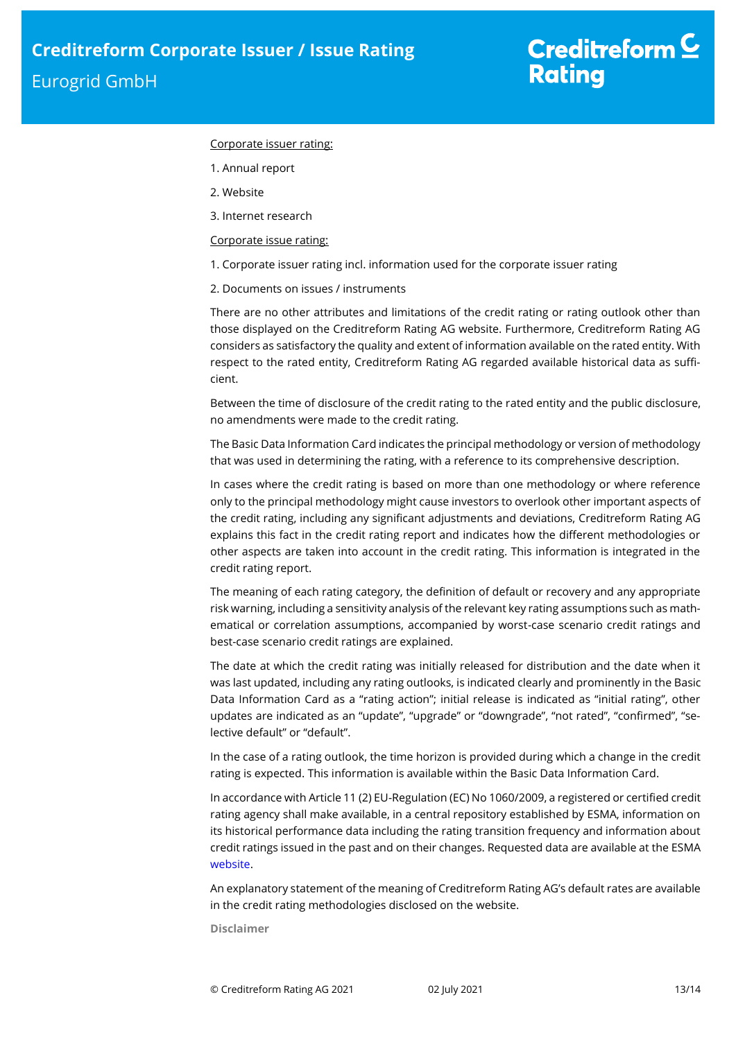Corporate issuer rating:

1. Annual report
2. Website
3. Internet research

Corporate issue rating:

1. Corporate issuer rating incl. information used for the corporate issuer rating
2. Documents on issues / instruments

There are no other attributes and limitations of the credit rating or rating outlook other than those displayed on the Creditreform Rating AG website. Furthermore, Creditreform Rating AG considers as satisfactory the quality and extent of information available on the rated entity. With respect to the rated entity, Creditreform Rating AG regarded available historical data as sufficient.

Between the time of disclosure of the credit rating to the rated entity and the public disclosure, no amendments were made to the credit rating.

The Basic Data Information Card indicates the principal methodology or version of methodology that was used in determining the rating, with a reference to its comprehensive description.

In cases where the credit rating is based on more than one methodology or where reference only to the principal methodology might cause investors to overlook other important aspects of the credit rating, including any significant adjustments and deviations, Creditreform Rating AG explains this fact in the credit rating report and indicates how the different methodologies or other aspects are taken into account in the credit rating. This information is integrated in the credit rating report.

The meaning of each rating category, the definition of default or recovery and any appropriate risk warning, including a sensitivity analysis of the relevant key rating assumptions such as mathematical or correlation assumptions, accompanied by worst-case scenario credit ratings and best-case scenario credit ratings are explained.

The date at which the credit rating was initially released for distribution and the date when it was last updated, including any rating outlooks, is indicated clearly and prominently in the Basic Data Information Card as a "rating action"; initial release is indicated as "initial rating", other updates are indicated as an "update", "upgrade" or "downgrade", "not rated", "confirmed", "selective default" or "default".

In the case of a rating outlook, the time horizon is provided during which a change in the credit rating is expected. This information is available within the Basic Data Information Card.

In accordance with Article 11 (2) EU-Regulation (EC) No 1060/2009, a registered or certified credit rating agency shall make available, in a central repository established by ESMA, information on its historical performance data including the rating transition frequency and information about credit ratings issued in the past and on their changes. Requested data are available at the ESMA website.

An explanatory statement of the meaning of Creditreform Rating AG's default rates are available in the credit rating methodologies disclosed on the website.

**Disclaimer**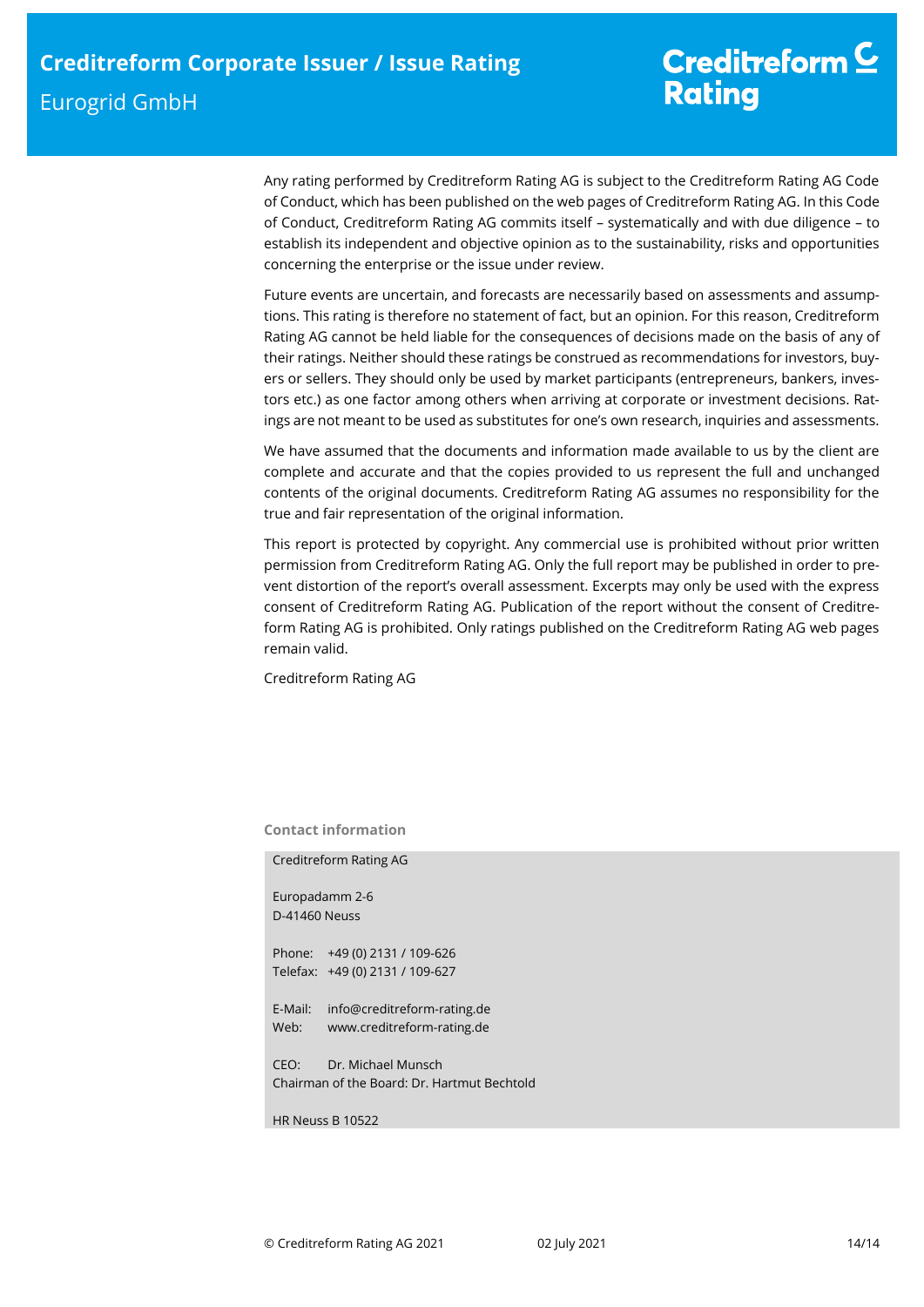Any rating performed by Creditreform Rating AG is subject to the Creditreform Rating AG Code of Conduct, which has been published on the web pages of Creditreform Rating AG. In this Code of Conduct, Creditreform Rating AG commits itself – systematically and with due diligence – to establish its independent and objective opinion as to the sustainability, risks and opportunities concerning the enterprise or the issue under review.

Future events are uncertain, and forecasts are necessarily based on assessments and assumptions. This rating is therefore no statement of fact, but an opinion. For this reason, Creditreform Rating AG cannot be held liable for the consequences of decisions made on the basis of any of their ratings. Neither should these ratings be construed as recommendations for investors, buyers or sellers. They should only be used by market participants (entrepreneurs, bankers, investors etc.) as one factor among others when arriving at corporate or investment decisions. Ratings are not meant to be used as substitutes for one's own research, inquiries and assessments.

We have assumed that the documents and information made available to us by the client are complete and accurate and that the copies provided to us represent the full and unchanged contents of the original documents. Creditreform Rating AG assumes no responsibility for the true and fair representation of the original information.

This report is protected by copyright. Any commercial use is prohibited without prior written permission from Creditreform Rating AG. Only the full report may be published in order to prevent distortion of the report's overall assessment. Excerpts may only be used with the express consent of Creditreform Rating AG. Publication of the report without the consent of Creditreform Rating AG is prohibited. Only ratings published on the Creditreform Rating AG web pages remain valid.

Creditreform Rating AG

**Contact information**

Creditreform Rating AG

Europadamm 2-6
D-41460 Neuss

Phone: +49 (0) 2131 / 109-626
Telefax: +49 (0) 2131 / 109-627

E-Mail: info@creditreform-rating.de
Web: www.creditreform-rating.de

CEO: Dr. Michael Munsch
Chairman of the Board: Dr. Hartmut Bechtold

HR Neuss B 10522